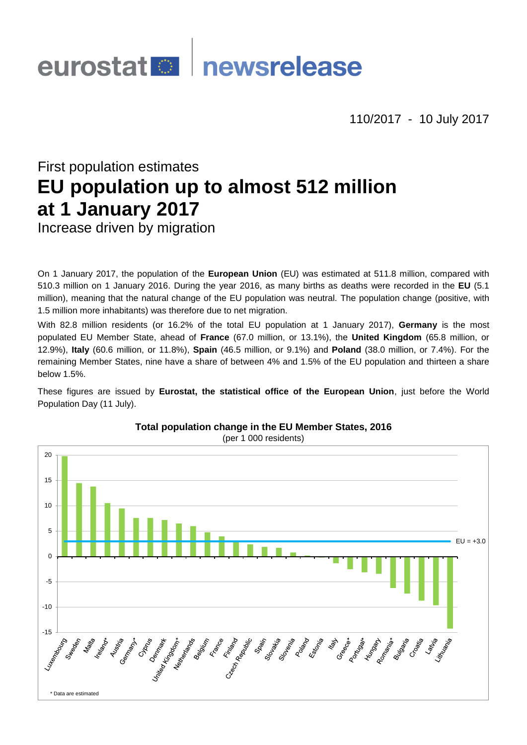eurostat newsrelease

110/2017 - 10 July 2017

First population estimates

# EU population up to almost 512 million at 1 January 2017

Increase driven by migration

On 1 January 2017, the population of the **European Union** (EU) was estimated at 511.8 million, compared with 510.3 million on 1 January 2016. During the year 2016, as many births as deaths were recorded in the **EU** (5.1 million), meaning that the natural change of the EU population was neutral. The population change (positive, with 1.5 million more inhabitants) was therefore due to net migration.

With 82.8 million residents (or 16.2% of the total EU population at 1 January 2017), **Germany** is the most populated EU Member State, ahead of **France** (67.0 million, or 13.1%), the **United Kingdom** (65.8 million, or 12.9%), **Italy** (60.6 million, or 11.8%), **Spain** (46.5 million, or 9.1%) and **Poland** (38.0 million, or 7.4%). For the remaining Member States, nine have a share of between 4% and 1.5% of the EU population and thirteen a share below 1.5%.

These figures are issued by **Eurostat, the statistical office of the European Union**, just before the World Population Day (11 July).

**Total population change in the EU Member States, 2016**

(per 1 000 residents)

EU = +3.0

Luxembourg, Sweden, Malta, Ireland*, Austria, Germany*, Cyprus, Denmark, United Kingdom*, Netherlands, Belgium, France, Finland, Czech Republic, Spain, Slovakia, Slovenia, Poland, Estonia, Italy, Greece*, Portugal*, Hungary, Romania*, Bulgaria, Croatia, Latvia, Lithuania

\* Data are estimated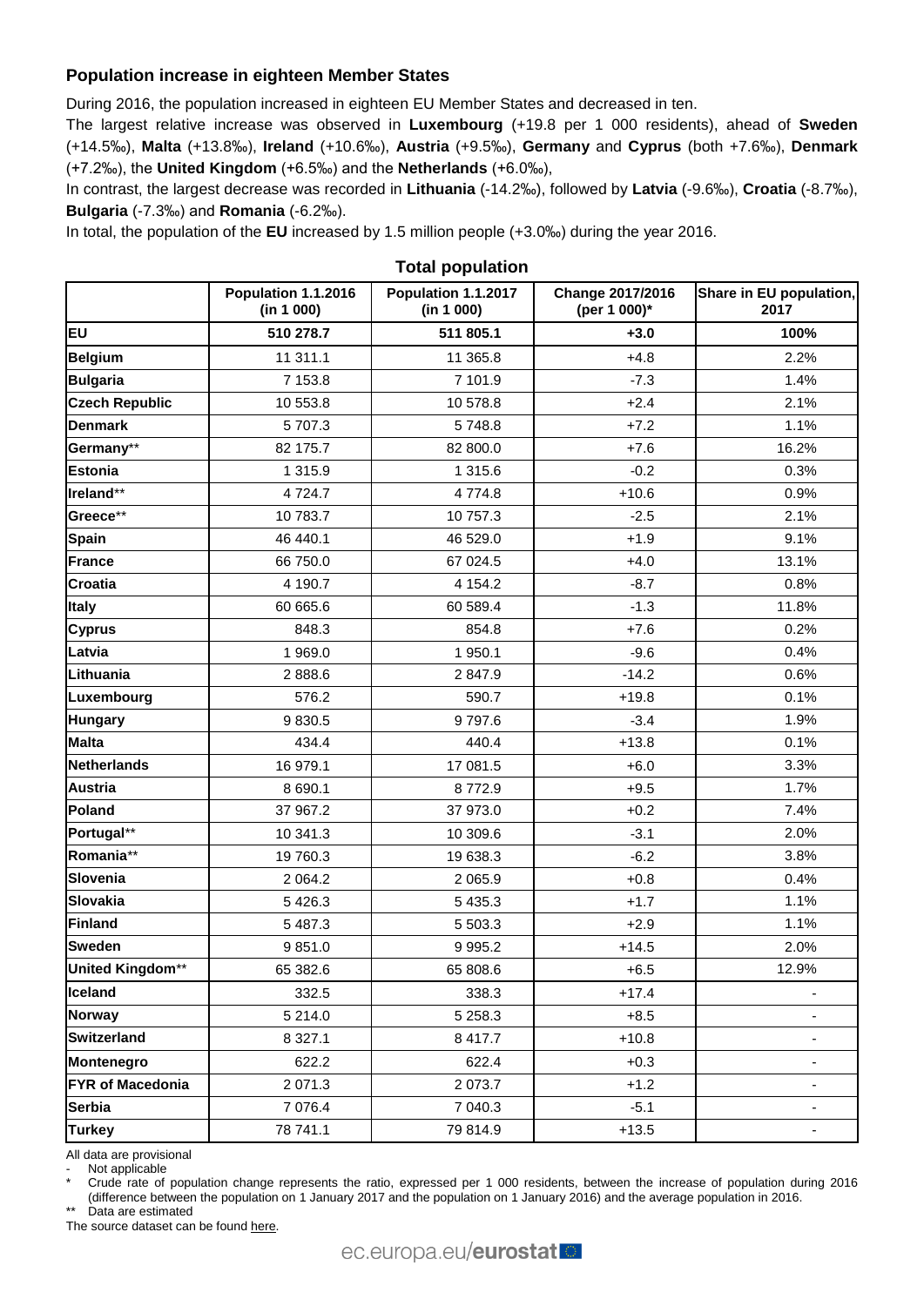## Population increase in eighteen Member States

During 2016, the population increased in eighteen EU Member States and decreased in ten.

The largest relative increase was observed in **Luxembourg** (+19.8 per 1 000 residents), ahead of **Sweden** (+14.5‰), **Malta** (+13.8‰), **Ireland** (+10.6‰), **Austria** (+9.5‰), **Germany** and **Cyprus** (both +7.6‰), **Denmark** (+7.2‰), the **United Kingdom** (+6.5‰) and the **Netherlands** (+6.0‰),

In contrast, the largest decrease was recorded in **Lithuania** (-14.2‰), followed by **Latvia** (-9.6‰), **Croatia** (-8.7‰), **Bulgaria** (-7.3‰) and **Romania** (-6.2‰).

In total, the population of the **EU** increased by 1.5 million people (+3.0‰) during the year 2016.

**Total population**

| | Population 1.1.2016 (in 1 000) | Population 1.1.2017 (in 1 000) | Change 2017/2016 (per 1 000)* | Share in EU population, 2017 |
|---|---|---|---|---|
| **EU** | **510 278.7** | **511 805.1** | **+3.0** | **100%** |
| **Belgium** | 11 311.1 | 11 365.8 | +4.8 | 2.2% |
| **Bulgaria** | 7 153.8 | 7 101.9 | -7.3 | 1.4% |
| **Czech Republic** | 10 553.8 | 10 578.8 | +2.4 | 2.1% |
| **Denmark** | 5 707.3 | 5 748.8 | +7.2 | 1.1% |
| **Germany**** | 82 175.7 | 82 800.0 | +7.6 | 16.2% |
| **Estonia** | 1 315.9 | 1 315.6 | -0.2 | 0.3% |
| **Ireland**** | 4 724.7 | 4 774.8 | +10.6 | 0.9% |
| **Greece**** | 10 783.7 | 10 757.3 | -2.5 | 2.1% |
| **Spain** | 46 440.1 | 46 529.0 | +1.9 | 9.1% |
| **France** | 66 750.0 | 67 024.5 | +4.0 | 13.1% |
| **Croatia** | 4 190.7 | 4 154.2 | -8.7 | 0.8% |
| **Italy** | 60 665.6 | 60 589.4 | -1.3 | 11.8% |
| **Cyprus** | 848.3 | 854.8 | +7.6 | 0.2% |
| **Latvia** | 1 969.0 | 1 950.1 | -9.6 | 0.4% |
| **Lithuania** | 2 888.6 | 2 847.9 | -14.2 | 0.6% |
| **Luxembourg** | 576.2 | 590.7 | +19.8 | 0.1% |
| **Hungary** | 9 830.5 | 9 797.6 | -3.4 | 1.9% |
| **Malta** | 434.4 | 440.4 | +13.8 | 0.1% |
| **Netherlands** | 16 979.1 | 17 081.5 | +6.0 | 3.3% |
| **Austria** | 8 690.1 | 8 772.9 | +9.5 | 1.7% |
| **Poland** | 37 967.2 | 37 973.0 | +0.2 | 7.4% |
| **Portugal**** | 10 341.3 | 10 309.6 | -3.1 | 2.0% |
| **Romania**** | 19 760.3 | 19 638.3 | -6.2 | 3.8% |
| **Slovenia** | 2 064.2 | 2 065.9 | +0.8 | 0.4% |
| **Slovakia** | 5 426.3 | 5 435.3 | +1.7 | 1.1% |
| **Finland** | 5 487.3 | 5 503.3 | +2.9 | 1.1% |
| **Sweden** | 9 851.0 | 9 995.2 | +14.5 | 2.0% |
| **United Kingdom**** | 65 382.6 | 65 808.6 | +6.5 | 12.9% |
| **Iceland** | 332.5 | 338.3 | +17.4 | - |
| **Norway** | 5 214.0 | 5 258.3 | +8.5 | - |
| **Switzerland** | 8 327.1 | 8 417.7 | +10.8 | - |
| **Montenegro** | 622.2 | 622.4 | +0.3 | - |
| **FYR of Macedonia** | 2 071.3 | 2 073.7 | +1.2 | - |
| **Serbia** | 7 076.4 | 7 040.3 | -5.1 | - |
| **Turkey** | 78 741.1 | 79 814.9 | +13.5 | - |

All data are provisional

\- Not applicable

\* Crude rate of population change represents the ratio, expressed per 1 000 residents, between the increase of population during 2016 (difference between the population on 1 January 2017 and the population on 1 January 2016) and the average population in 2016.

** Data are estimated

The source dataset can be found here.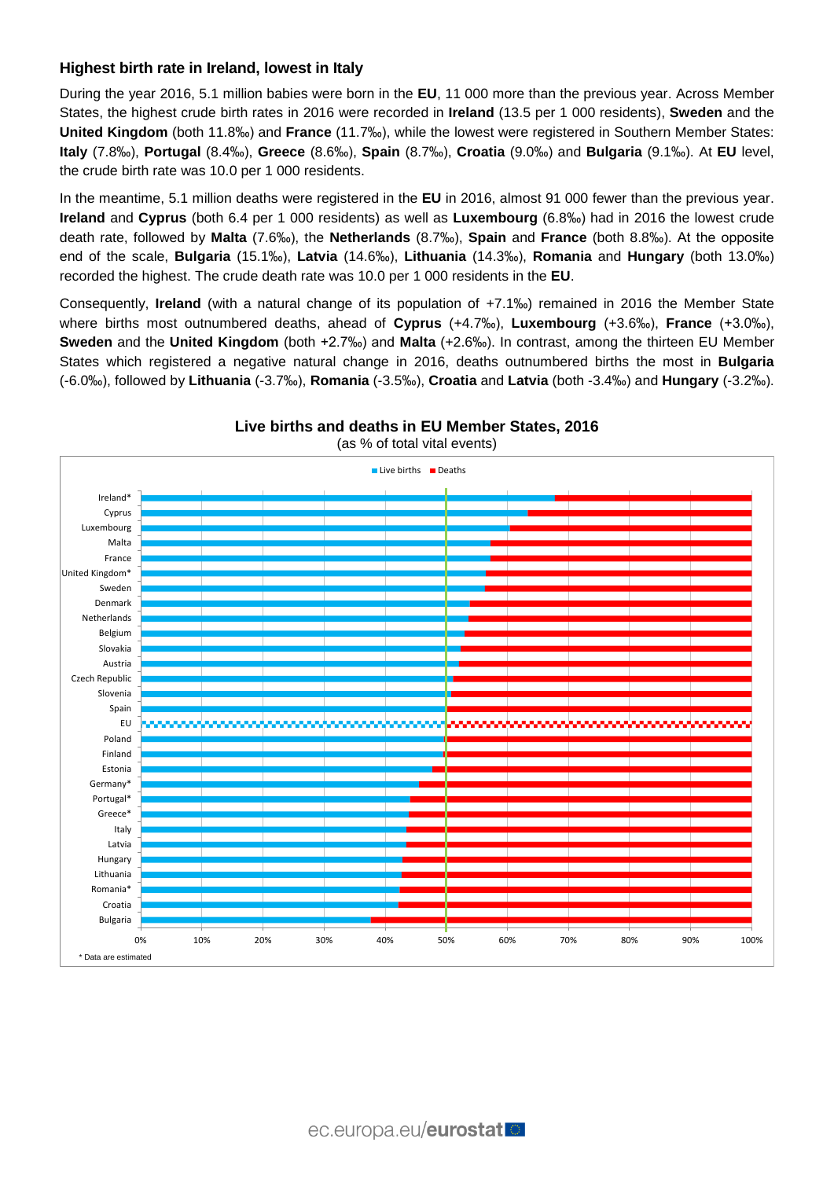### Highest birth rate in Ireland, lowest in Italy

During the year 2016, 5.1 million babies were born in the **EU**, 11 000 more than the previous year. Across Member States, the highest crude birth rates in 2016 were recorded in **Ireland** (13.5 per 1 000 residents), **Sweden** and the **United Kingdom** (both 11.8‰) and **France** (11.7‰), while the lowest were registered in Southern Member States: **Italy** (7.8‰), **Portugal** (8.4‰), **Greece** (8.6‰), **Spain** (8.7‰), **Croatia** (9.0‰) and **Bulgaria** (9.1‰). At **EU** level, the crude birth rate was 10.0 per 1 000 residents.

In the meantime, 5.1 million deaths were registered in the **EU** in 2016, almost 91 000 fewer than the previous year. **Ireland** and **Cyprus** (both 6.4 per 1 000 residents) as well as **Luxembourg** (6.8‰) had in 2016 the lowest crude death rate, followed by **Malta** (7.6‰), the **Netherlands** (8.7‰), **Spain** and **France** (both 8.8‰). At the opposite end of the scale, **Bulgaria** (15.1‰), **Latvia** (14.6‰), **Lithuania** (14.3‰), **Romania** and **Hungary** (both 13.0‰) recorded the highest. The crude death rate was 10.0 per 1 000 residents in the **EU**.

Consequently, **Ireland** (with a natural change of its population of +7.1‰) remained in 2016 the Member State where births most outnumbered deaths, ahead of **Cyprus** (+4.7‰), **Luxembourg** (+3.6‰), **France** (+3.0‰), **Sweden** and the **United Kingdom** (both +2.7‰) and **Malta** (+2.6‰). In contrast, among the thirteen EU Member States which registered a negative natural change in 2016, deaths outnumbered births the most in **Bulgaria** (-6.0‰), followed by **Lithuania** (-3.7‰), **Romania** (-3.5‰), **Croatia** and **Latvia** (both -3.4‰) and **Hungary** (-3.2‰).

**Live births and deaths in EU Member States, 2016**
(as % of total vital events)

Live births / Deaths: Ireland*, Cyprus, Luxembourg, Malta, France, United Kingdom*, Sweden, Denmark, Netherlands, Belgium, Slovakia, Austria, Czech Republic, Slovenia, Spain, EU, Poland, Finland, Estonia, Germany*, Portugal*, Greece*, Italy, Latvia, Hungary, Lithuania, Romania*, Croatia, Bulgaria

\* Data are estimated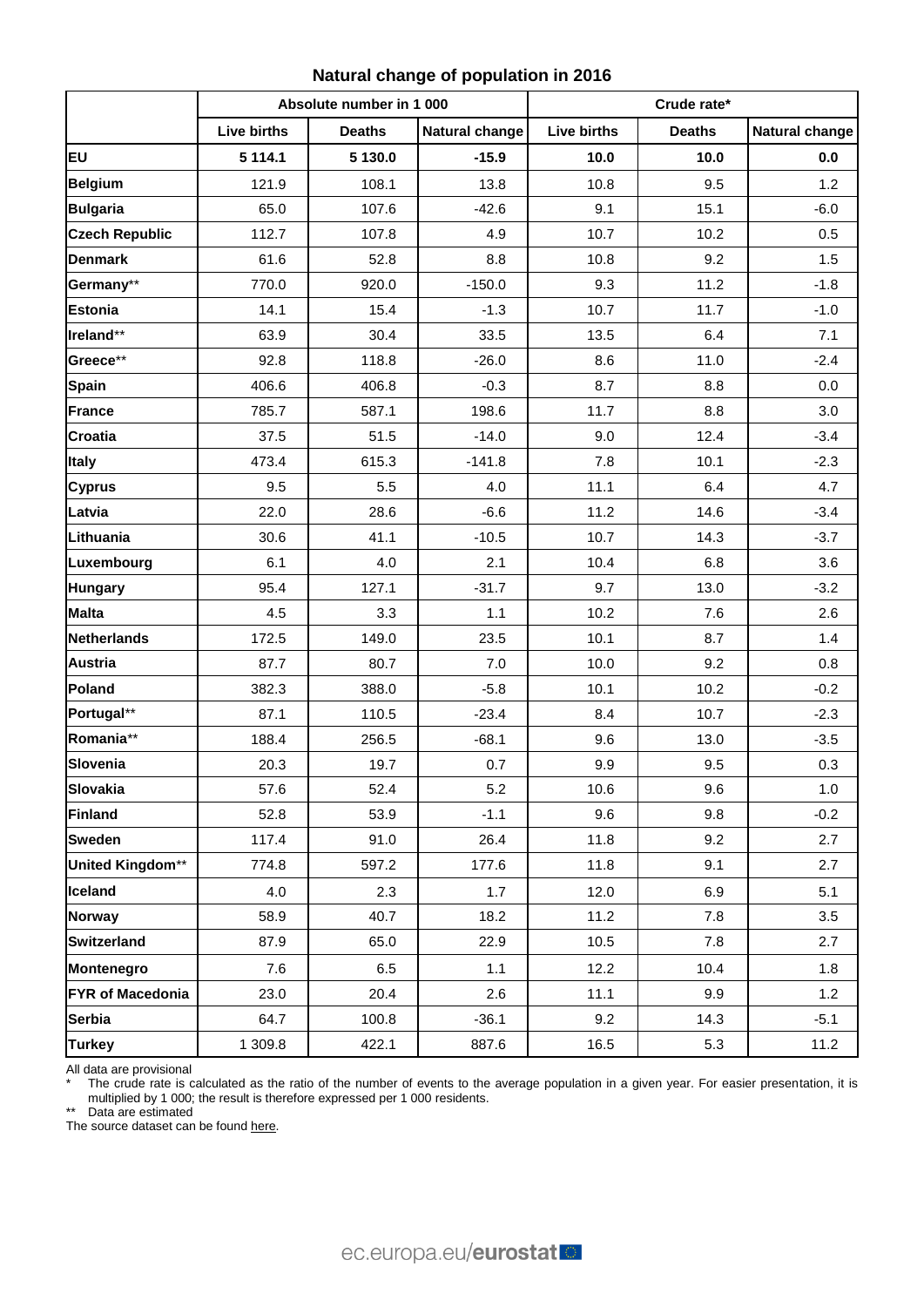## Natural change of population in 2016

| | Absolute number in 1 000 | | | Crude rate* | | |
|---|---|---|---|---|---|---|
| | Live births | Deaths | Natural change | Live births | Deaths | Natural change |
| **EU** | **5 114.1** | **5 130.0** | **-15.9** | **10.0** | **10.0** | **0.0** |
| **Belgium** | 121.9 | 108.1 | 13.8 | 10.8 | 9.5 | 1.2 |
| **Bulgaria** | 65.0 | 107.6 | -42.6 | 9.1 | 15.1 | -6.0 |
| **Czech Republic** | 112.7 | 107.8 | 4.9 | 10.7 | 10.2 | 0.5 |
| **Denmark** | 61.6 | 52.8 | 8.8 | 10.8 | 9.2 | 1.5 |
| **Germany**** | 770.0 | 920.0 | -150.0 | 9.3 | 11.2 | -1.8 |
| **Estonia** | 14.1 | 15.4 | -1.3 | 10.7 | 11.7 | -1.0 |
| **Ireland**** | 63.9 | 30.4 | 33.5 | 13.5 | 6.4 | 7.1 |
| **Greece**** | 92.8 | 118.8 | -26.0 | 8.6 | 11.0 | -2.4 |
| **Spain** | 406.6 | 406.8 | -0.3 | 8.7 | 8.8 | 0.0 |
| **France** | 785.7 | 587.1 | 198.6 | 11.7 | 8.8 | 3.0 |
| **Croatia** | 37.5 | 51.5 | -14.0 | 9.0 | 12.4 | -3.4 |
| **Italy** | 473.4 | 615.3 | -141.8 | 7.8 | 10.1 | -2.3 |
| **Cyprus** | 9.5 | 5.5 | 4.0 | 11.1 | 6.4 | 4.7 |
| **Latvia** | 22.0 | 28.6 | -6.6 | 11.2 | 14.6 | -3.4 |
| **Lithuania** | 30.6 | 41.1 | -10.5 | 10.7 | 14.3 | -3.7 |
| **Luxembourg** | 6.1 | 4.0 | 2.1 | 10.4 | 6.8 | 3.6 |
| **Hungary** | 95.4 | 127.1 | -31.7 | 9.7 | 13.0 | -3.2 |
| **Malta** | 4.5 | 3.3 | 1.1 | 10.2 | 7.6 | 2.6 |
| **Netherlands** | 172.5 | 149.0 | 23.5 | 10.1 | 8.7 | 1.4 |
| **Austria** | 87.7 | 80.7 | 7.0 | 10.0 | 9.2 | 0.8 |
| **Poland** | 382.3 | 388.0 | -5.8 | 10.1 | 10.2 | -0.2 |
| **Portugal**** | 87.1 | 110.5 | -23.4 | 8.4 | 10.7 | -2.3 |
| **Romania**** | 188.4 | 256.5 | -68.1 | 9.6 | 13.0 | -3.5 |
| **Slovenia** | 20.3 | 19.7 | 0.7 | 9.9 | 9.5 | 0.3 |
| **Slovakia** | 57.6 | 52.4 | 5.2 | 10.6 | 9.6 | 1.0 |
| **Finland** | 52.8 | 53.9 | -1.1 | 9.6 | 9.8 | -0.2 |
| **Sweden** | 117.4 | 91.0 | 26.4 | 11.8 | 9.2 | 2.7 |
| **United Kingdom**** | 774.8 | 597.2 | 177.6 | 11.8 | 9.1 | 2.7 |
| **Iceland** | 4.0 | 2.3 | 1.7 | 12.0 | 6.9 | 5.1 |
| **Norway** | 58.9 | 40.7 | 18.2 | 11.2 | 7.8 | 3.5 |
| **Switzerland** | 87.9 | 65.0 | 22.9 | 10.5 | 7.8 | 2.7 |
| **Montenegro** | 7.6 | 6.5 | 1.1 | 12.2 | 10.4 | 1.8 |
| **FYR of Macedonia** | 23.0 | 20.4 | 2.6 | 11.1 | 9.9 | 1.2 |
| **Serbia** | 64.7 | 100.8 | -36.1 | 9.2 | 14.3 | -5.1 |
| **Turkey** | 1 309.8 | 422.1 | 887.6 | 16.5 | 5.3 | 11.2 |

All data are provisional

\* The crude rate is calculated as the ratio of the number of events to the average population in a given year. For easier presentation, it is multiplied by 1 000; the result is therefore expressed per 1 000 residents.

\*\* Data are estimated

The source dataset can be found here.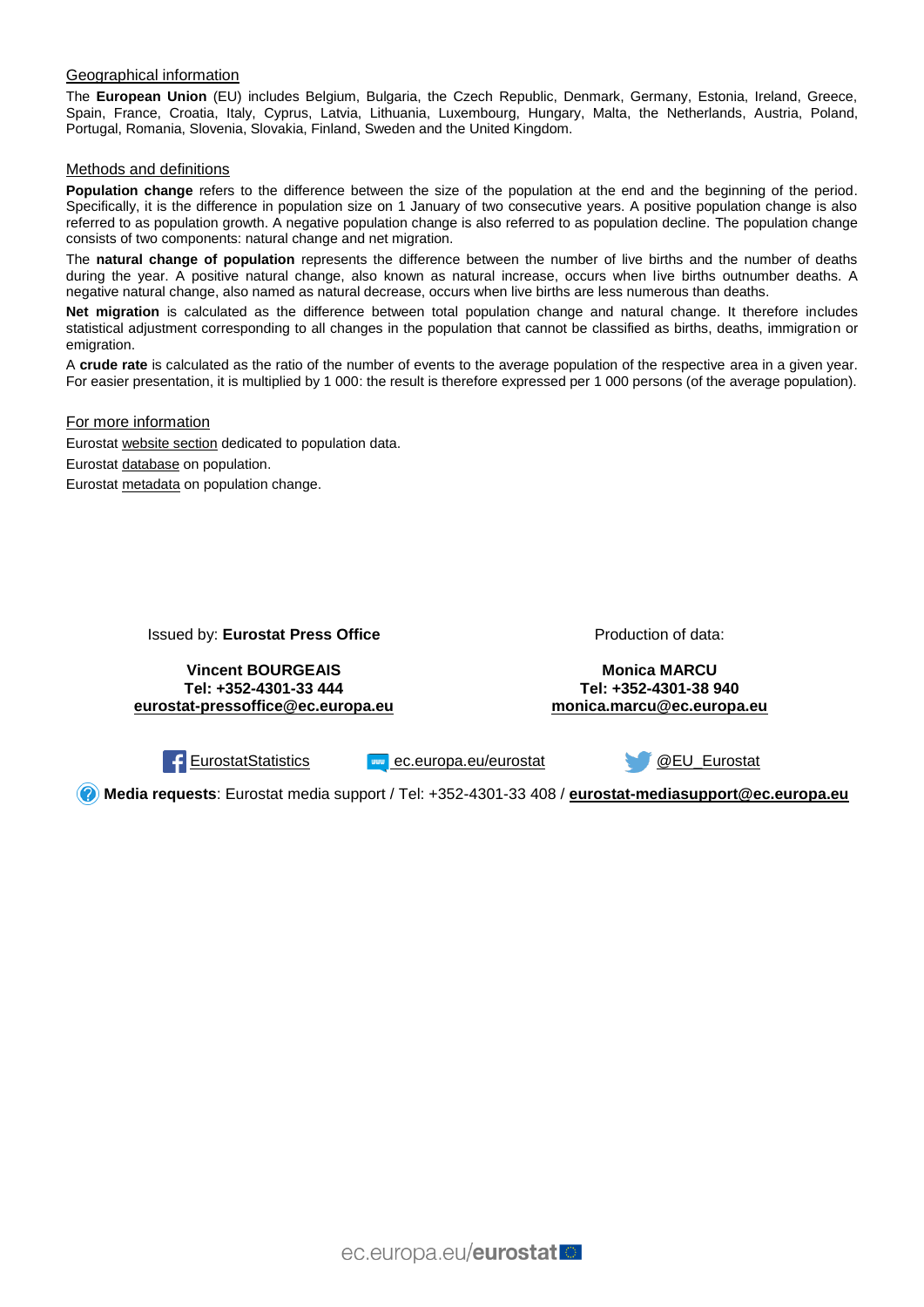## Geographical information

The **European Union** (EU) includes Belgium, Bulgaria, the Czech Republic, Denmark, Germany, Estonia, Ireland, Greece, Spain, France, Croatia, Italy, Cyprus, Latvia, Lithuania, Luxembourg, Hungary, Malta, the Netherlands, Austria, Poland, Portugal, Romania, Slovenia, Slovakia, Finland, Sweden and the United Kingdom.

## Methods and definitions

**Population change** refers to the difference between the size of the population at the end and the beginning of the period. Specifically, it is the difference in population size on 1 January of two consecutive years. A positive population change is also referred to as population growth. A negative population change is also referred to as population decline. The population change consists of two components: natural change and net migration.

The **natural change of population** represents the difference between the number of live births and the number of deaths during the year. A positive natural change, also known as natural increase, occurs when live births outnumber deaths. A negative natural change, also named as natural decrease, occurs when live births are less numerous than deaths.

**Net migration** is calculated as the difference between total population change and natural change. It therefore includes statistical adjustment corresponding to all changes in the population that cannot be classified as births, deaths, immigration or emigration.

A **crude rate** is calculated as the ratio of the number of events to the average population of the respective area in a given year. For easier presentation, it is multiplied by 1 000: the result is therefore expressed per 1 000 persons (of the average population).

## For more information

Eurostat website section dedicated to population data.

Eurostat database on population.

Eurostat metadata on population change.

Issued by: **Eurostat Press Office**

**Vincent BOURGEAIS**
**Tel: +352-4301-33 444**
**eurostat-pressoffice@ec.europa.eu**

Production of data:

**Monica MARCU**
**Tel: +352-4301-38 940**
**monica.marcu@ec.europa.eu**

EurostatStatistics ec.europa.eu/eurostat @EU_Eurostat

**Media requests**: Eurostat media support / Tel: +352-4301-33 408 / **eurostat-mediasupport@ec.europa.eu**

ec.europa.eu/**eurostat**